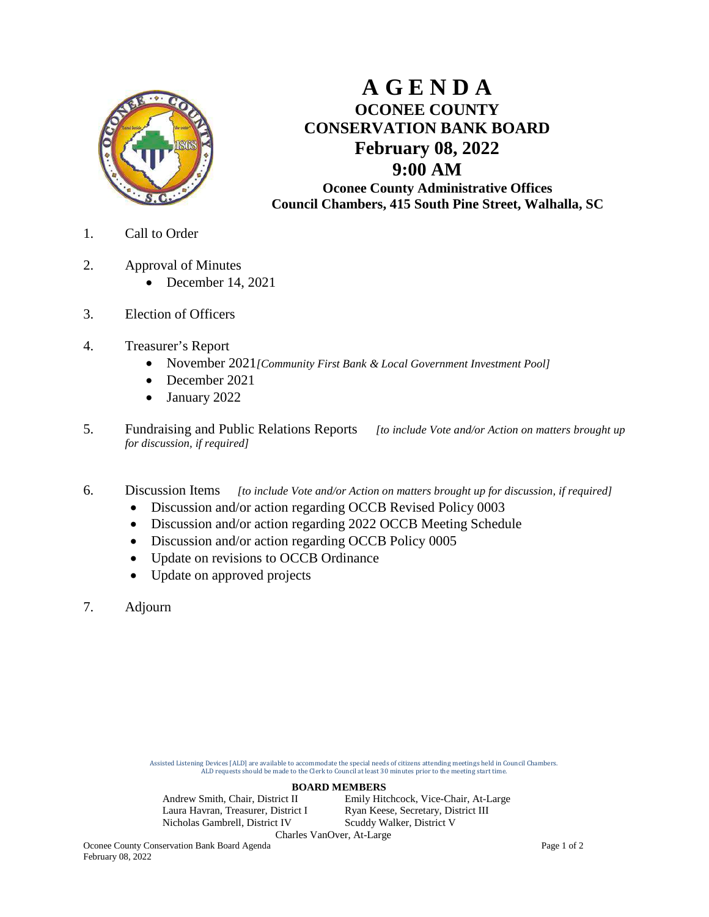# A G E N D A

## OCONEE COUNTY CONSERVATION BANK BOARD

## February 08, 2022

## 9:00 AM

**Oconee County Administrative Offices**
**Council Chambers, 415 South Pine Street, Walhalla, SC**

1. Call to Order

2. Approval of Minutes
   - December 14, 2021

3. Election of Officers

4. Treasurer's Report
   - November 2021 *[Community First Bank & Local Government Investment Pool]*
   - December 2021
   - January 2022

5. Fundraising and Public Relations Reports *[to include Vote and/or Action on matters brought up for discussion, if required]*

6. Discussion Items *[to include Vote and/or Action on matters brought up for discussion, if required]*
   - Discussion and/or action regarding OCCB Revised Policy 0003
   - Discussion and/or action regarding 2022 OCCB Meeting Schedule
   - Discussion and/or action regarding OCCB Policy 0005
   - Update on revisions to OCCB Ordinance
   - Update on approved projects

7. Adjourn

Assisted Listening Devices [ALD] are available to accommodate the special needs of citizens attending meetings held in Council Chambers. ALD requests should be made to the Clerk to Council at least 30 minutes prior to the meeting start time.

**BOARD MEMBERS**

Andrew Smith, Chair, District II
Emily Hitchcock, Vice-Chair, At-Large
Laura Havran, Treasurer, District I
Ryan Keese, Secretary, District III
Nicholas Gambrell, District IV
Scuddy Walker, District V
Charles VanOver, At-Large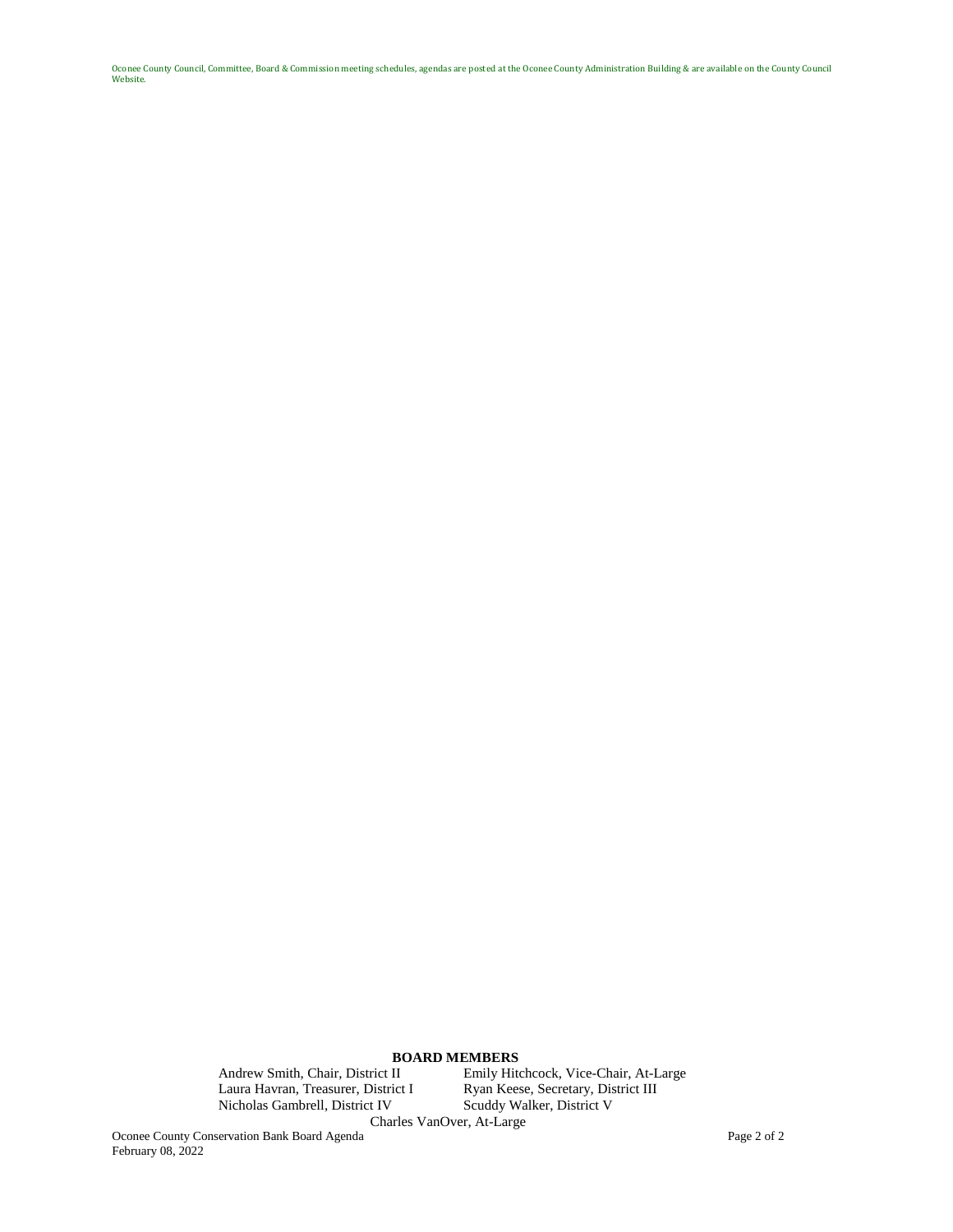Oconee County Council, Committee, Board & Commission meeting schedules, agendas are posted at the Oconee County Administration Building & are available on the County Council Website.

**BOARD MEMBERS**

Andrew Smith, Chair, District II
Emily Hitchcock, Vice-Chair, At-Large
Laura Havran, Treasurer, District I
Ryan Keese, Secretary, District III
Nicholas Gambrell, District IV
Scuddy Walker, District V
Charles VanOver, At-Large